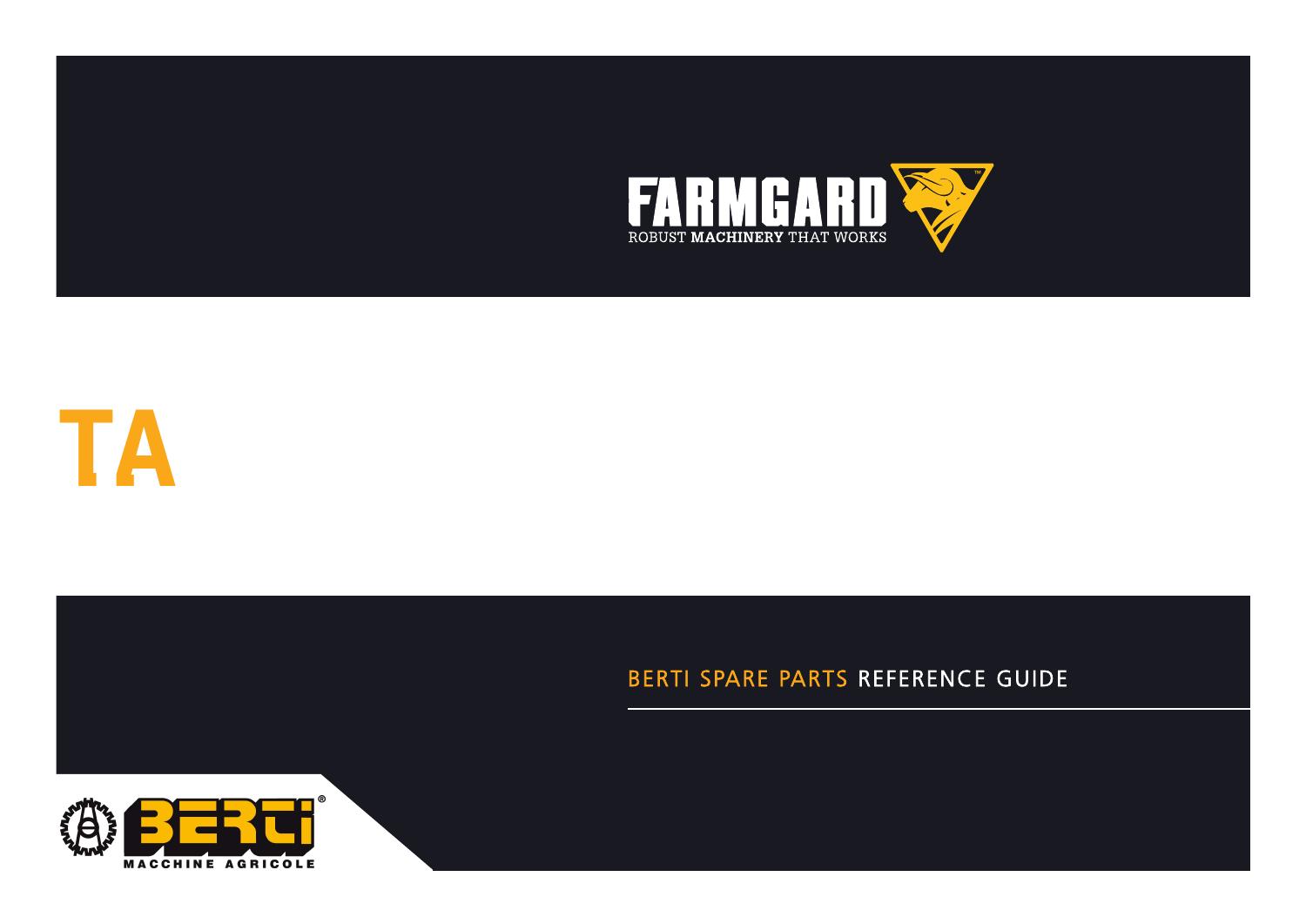FARMGARD

ROBUST MACHINERY THAT WORKS

# TA

BERTI SPARE PARTS REFERENCE GUIDE

BERTI

MACCHINE AGRICOLE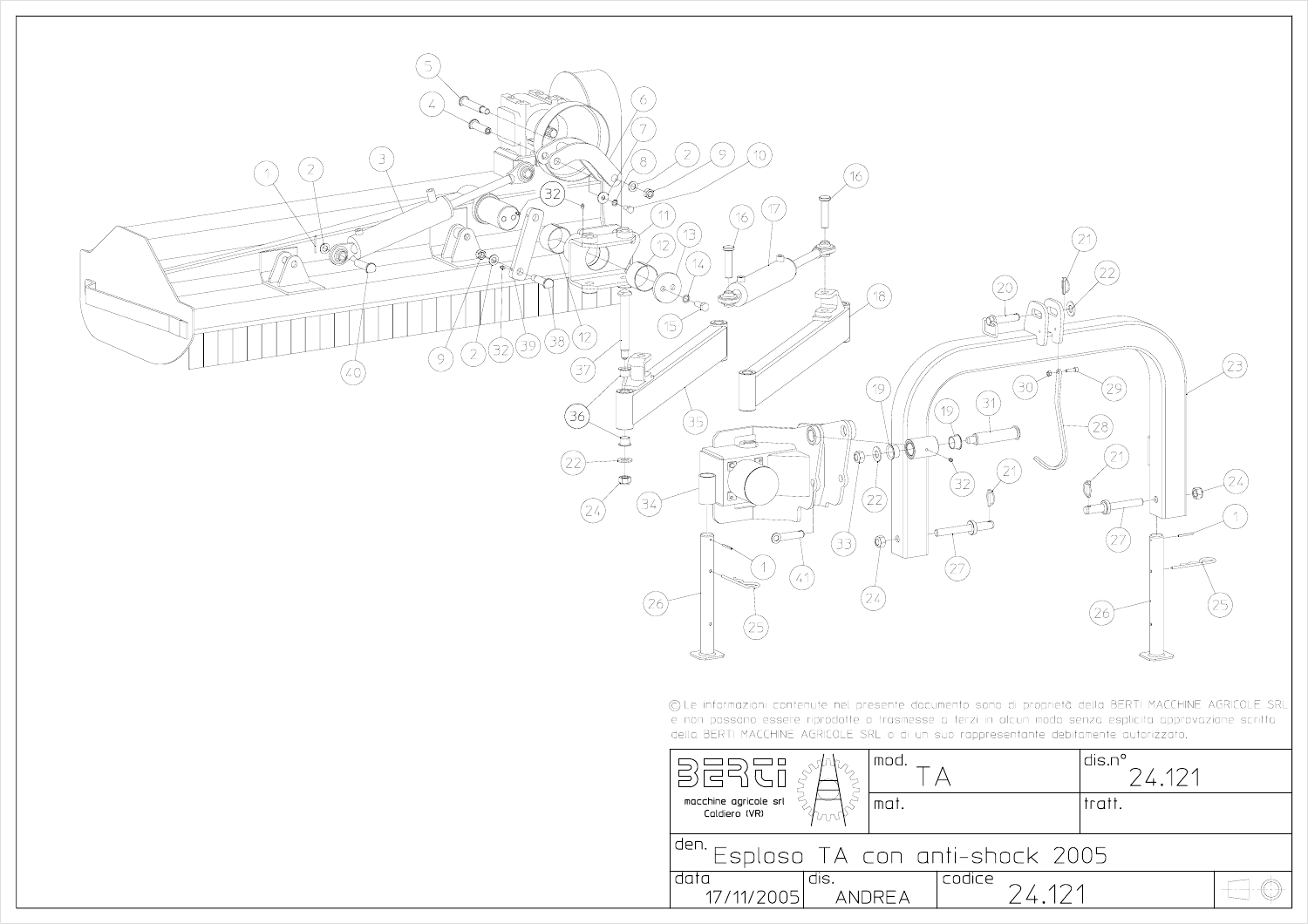© Le informazioni contenute nel presente documento sono di proprietà della BERTI MACCHINE AGRICOLE SRL e non possono essere riprodotte o trasmesse a terzi in alcun modo senza esplicita approvazione scritta della BERTI MACCHINE AGRICOLE SRL o di un suo rappresentante debitamente autorizzato.

| BERTI macchine agricole srl Caldiero (VR) | mod. TA | dis.n° 24.121 |
|---|---|---|
| | mat. | tratt. |
| den. Esploso TA con anti-shock 2005 | | |
| data 17/11/2005 | dis. ANDREA | codice 24.121 |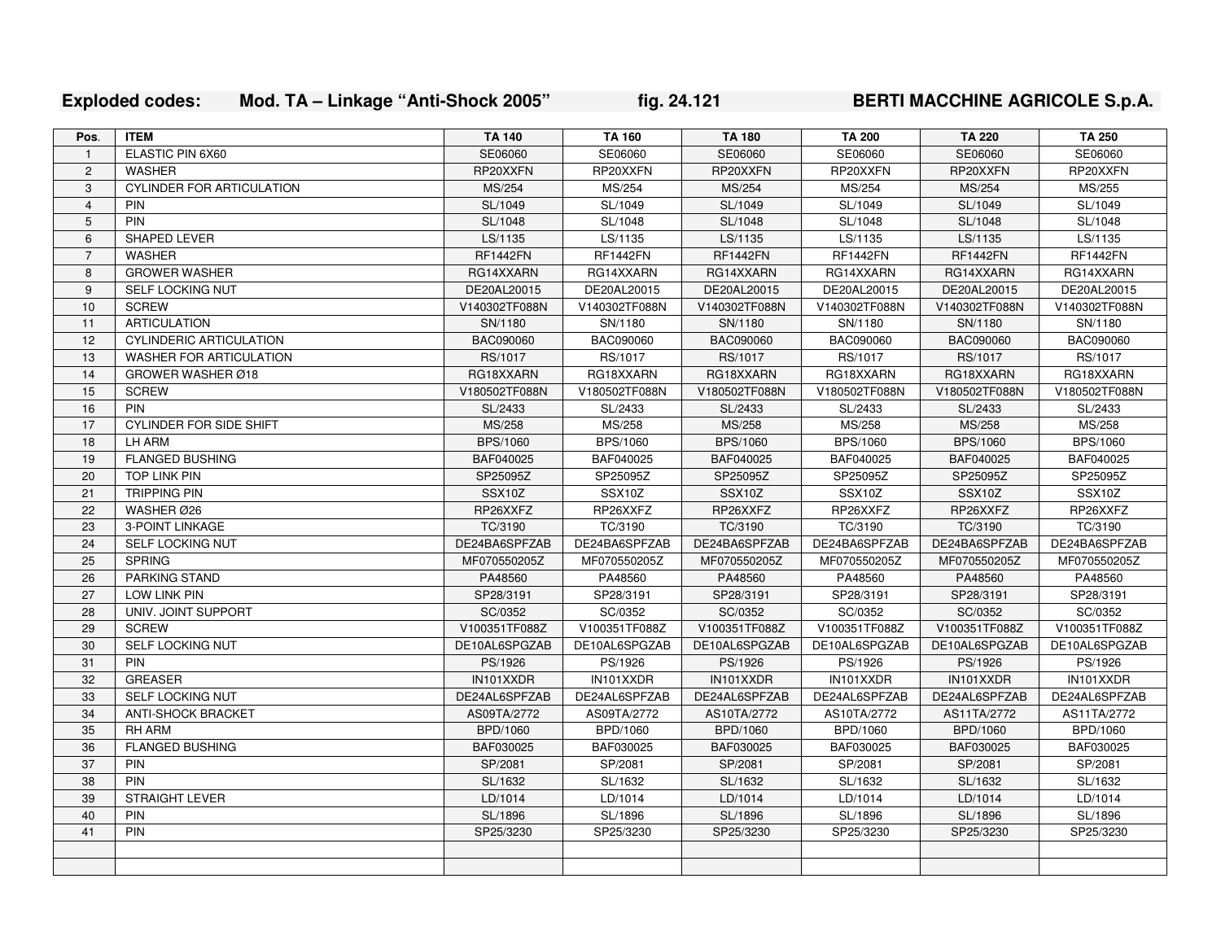**Exploded codes: Mod. TA – Linkage “Anti-Shock 2005” fig. 24.121 BERTI MACCHINE AGRICOLE S.p.A.**

| Pos. | ITEM | TA 140 | TA 160 | TA 180 | TA 200 | TA 220 | TA 250 |
|---|---|---|---|---|---|---|---|
| 1 | ELASTIC PIN 6X60 | SE06060 | SE06060 | SE06060 | SE06060 | SE06060 | SE06060 |
| 2 | WASHER | RP20XXFN | RP20XXFN | RP20XXFN | RP20XXFN | RP20XXFN | RP20XXFN |
| 3 | CYLINDER FOR ARTICULATION | MS/254 | MS/254 | MS/254 | MS/254 | MS/254 | MS/255 |
| 4 | PIN | SL/1049 | SL/1049 | SL/1049 | SL/1049 | SL/1049 | SL/1049 |
| 5 | PIN | SL/1048 | SL/1048 | SL/1048 | SL/1048 | SL/1048 | SL/1048 |
| 6 | SHAPED LEVER | LS/1135 | LS/1135 | LS/1135 | LS/1135 | LS/1135 | LS/1135 |
| 7 | WASHER | RF1442FN | RF1442FN | RF1442FN | RF1442FN | RF1442FN | RF1442FN |
| 8 | GROWER WASHER | RG14XXARN | RG14XXARN | RG14XXARN | RG14XXARN | RG14XXARN | RG14XXARN |
| 9 | SELF LOCKING NUT | DE20AL20015 | DE20AL20015 | DE20AL20015 | DE20AL20015 | DE20AL20015 | DE20AL20015 |
| 10 | SCREW | V140302TF088N | V140302TF088N | V140302TF088N | V140302TF088N | V140302TF088N | V140302TF088N |
| 11 | ARTICULATION | SN/1180 | SN/1180 | SN/1180 | SN/1180 | SN/1180 | SN/1180 |
| 12 | CYLINDERIC ARTICULATION | BAC090060 | BAC090060 | BAC090060 | BAC090060 | BAC090060 | BAC090060 |
| 13 | WASHER FOR ARTICULATION | RS/1017 | RS/1017 | RS/1017 | RS/1017 | RS/1017 | RS/1017 |
| 14 | GROWER WASHER Ø18 | RG18XXARN | RG18XXARN | RG18XXARN | RG18XXARN | RG18XXARN | RG18XXARN |
| 15 | SCREW | V180502TF088N | V180502TF088N | V180502TF088N | V180502TF088N | V180502TF088N | V180502TF088N |
| 16 | PIN | SL/2433 | SL/2433 | SL/2433 | SL/2433 | SL/2433 | SL/2433 |
| 17 | CYLINDER FOR SIDE SHIFT | MS/258 | MS/258 | MS/258 | MS/258 | MS/258 | MS/258 |
| 18 | LH ARM | BPS/1060 | BPS/1060 | BPS/1060 | BPS/1060 | BPS/1060 | BPS/1060 |
| 19 | FLANGED BUSHING | BAF040025 | BAF040025 | BAF040025 | BAF040025 | BAF040025 | BAF040025 |
| 20 | TOP LINK PIN | SP25095Z | SP25095Z | SP25095Z | SP25095Z | SP25095Z | SP25095Z |
| 21 | TRIPPING PIN | SSX10Z | SSX10Z | SSX10Z | SSX10Z | SSX10Z | SSX10Z |
| 22 | WASHER Ø26 | RP26XXFZ | RP26XXFZ | RP26XXFZ | RP26XXFZ | RP26XXFZ | RP26XXFZ |
| 23 | 3-POINT LINKAGE | TC/3190 | TC/3190 | TC/3190 | TC/3190 | TC/3190 | TC/3190 |
| 24 | SELF LOCKING NUT | DE24BA6SPFZAB | DE24BA6SPFZAB | DE24BA6SPFZAB | DE24BA6SPFZAB | DE24BA6SPFZAB | DE24BA6SPFZAB |
| 25 | SPRING | MF070550205Z | MF070550205Z | MF070550205Z | MF070550205Z | MF070550205Z | MF070550205Z |
| 26 | PARKING STAND | PA48560 | PA48560 | PA48560 | PA48560 | PA48560 | PA48560 |
| 27 | LOW LINK PIN | SP28/3191 | SP28/3191 | SP28/3191 | SP28/3191 | SP28/3191 | SP28/3191 |
| 28 | UNIV. JOINT SUPPORT | SC/0352 | SC/0352 | SC/0352 | SC/0352 | SC/0352 | SC/0352 |
| 29 | SCREW | V100351TF088Z | V100351TF088Z | V100351TF088Z | V100351TF088Z | V100351TF088Z | V100351TF088Z |
| 30 | SELF LOCKING NUT | DE10AL6SPGZAB | DE10AL6SPGZAB | DE10AL6SPGZAB | DE10AL6SPGZAB | DE10AL6SPGZAB | DE10AL6SPGZAB |
| 31 | PIN | PS/1926 | PS/1926 | PS/1926 | PS/1926 | PS/1926 | PS/1926 |
| 32 | GREASER | IN101XXDR | IN101XXDR | IN101XXDR | IN101XXDR | IN101XXDR | IN101XXDR |
| 33 | SELF LOCKING NUT | DE24AL6SPFZAB | DE24AL6SPFZAB | DE24AL6SPFZAB | DE24AL6SPFZAB | DE24AL6SPFZAB | DE24AL6SPFZAB |
| 34 | ANTI-SHOCK BRACKET | AS09TA/2772 | AS09TA/2772 | AS10TA/2772 | AS10TA/2772 | AS11TA/2772 | AS11TA/2772 |
| 35 | RH ARM | BPD/1060 | BPD/1060 | BPD/1060 | BPD/1060 | BPD/1060 | BPD/1060 |
| 36 | FLANGED BUSHING | BAF030025 | BAF030025 | BAF030025 | BAF030025 | BAF030025 | BAF030025 |
| 37 | PIN | SP/2081 | SP/2081 | SP/2081 | SP/2081 | SP/2081 | SP/2081 |
| 38 | PIN | SL/1632 | SL/1632 | SL/1632 | SL/1632 | SL/1632 | SL/1632 |
| 39 | STRAIGHT LEVER | LD/1014 | LD/1014 | LD/1014 | LD/1014 | LD/1014 | LD/1014 |
| 40 | PIN | SL/1896 | SL/1896 | SL/1896 | SL/1896 | SL/1896 | SL/1896 |
| 41 | PIN | SP25/3230 | SP25/3230 | SP25/3230 | SP25/3230 | SP25/3230 | SP25/3230 |
| | | | | | | | |
| | | | | | | | |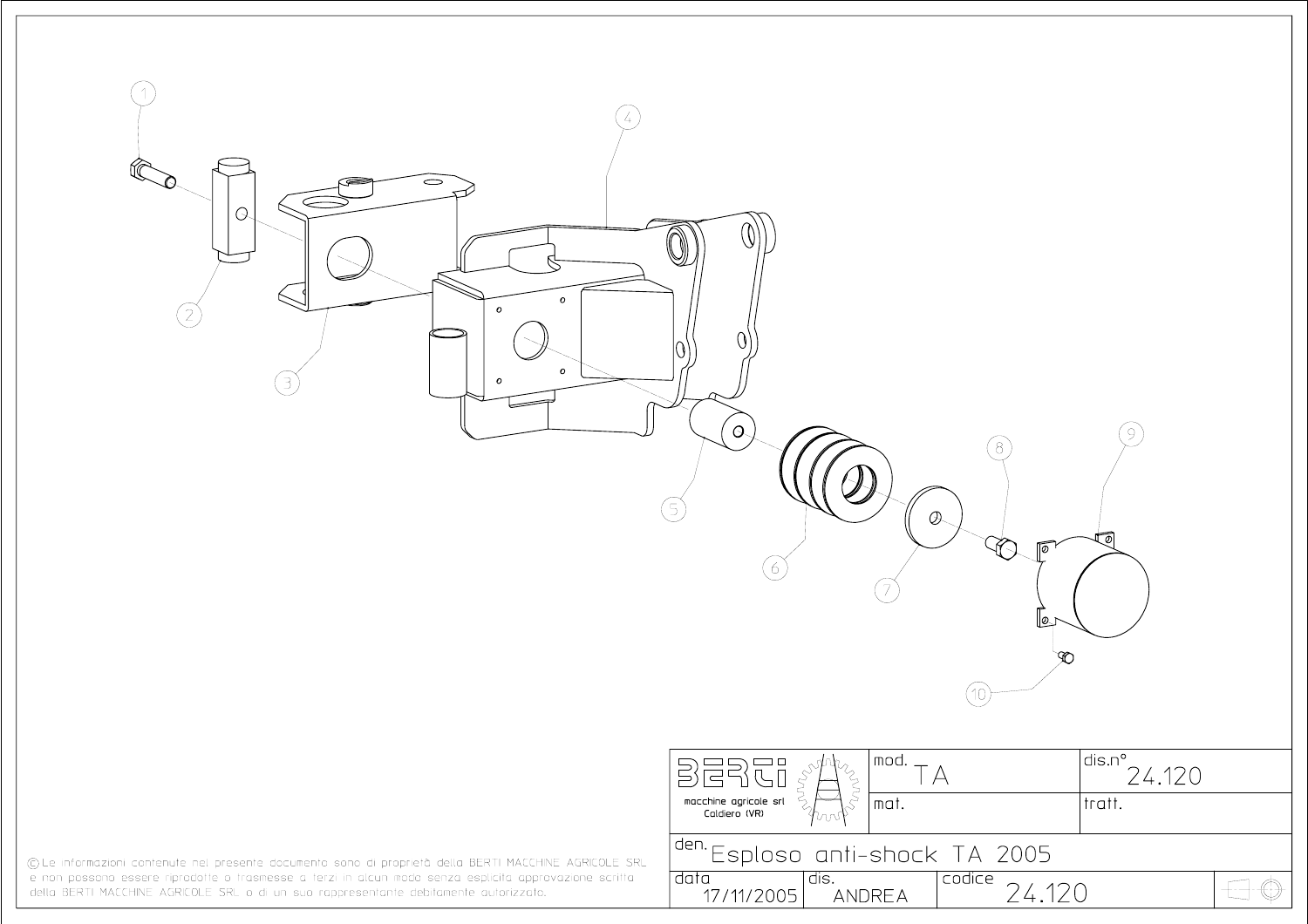1

2

3

4

5

6

7

8

9

10

| BERTI macchine agricole srl Caldiero (VR) | mod. TA | dis.n° 24.120 |
| --- | --- | --- |
| | mat. | tratt. |
| den. Esploso anti-shock TA 2005 | | |
| data 17/11/2005 | dis. ANDREA | codice 24.120 |

© Le informazioni contenute nel presente documento sono di proprietà della BERTI MACCHINE AGRICOLE SRL e non possono essere riprodotte o trasmesse a terzi in alcun modo senza esplicita approvazione scritta della BERTI MACCHINE AGRICOLE SRL o di un suo rappresentante debitamente autorizzato.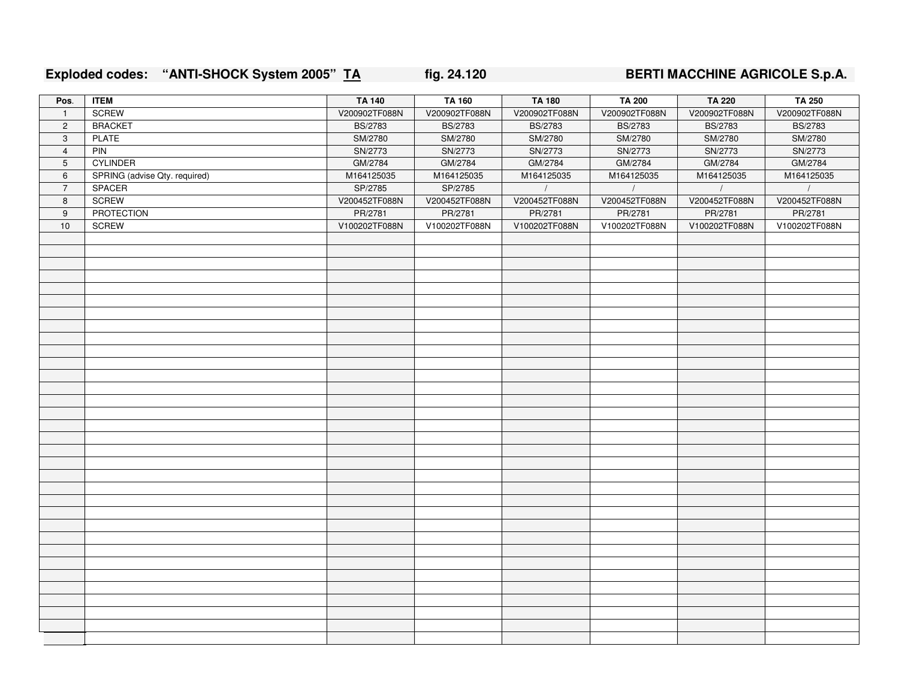**Exploded codes: "ANTI-SHOCK System 2005" TA fig. 24.120 BERTI MACCHINE AGRICOLE S.p.A.**

| Pos. | ITEM | TA 140 | TA 160 | TA 180 | TA 200 | TA 220 | TA 250 |
|---|---|---|---|---|---|---|---|
| 1 | SCREW | V200902TF088N | V200902TF088N | V200902TF088N | V200902TF088N | V200902TF088N | V200902TF088N |
| 2 | BRACKET | BS/2783 | BS/2783 | BS/2783 | BS/2783 | BS/2783 | BS/2783 |
| 3 | PLATE | SM/2780 | SM/2780 | SM/2780 | SM/2780 | SM/2780 | SM/2780 |
| 4 | PIN | SN/2773 | SN/2773 | SN/2773 | SN/2773 | SN/2773 | SN/2773 |
| 5 | CYLINDER | GM/2784 | GM/2784 | GM/2784 | GM/2784 | GM/2784 | GM/2784 |
| 6 | SPRING (advise Qty. required) | M164125035 | M164125035 | M164125035 | M164125035 | M164125035 | M164125035 |
| 7 | SPACER | SP/2785 | SP/2785 | / | / | / | / |
| 8 | SCREW | V200452TF088N | V200452TF088N | V200452TF088N | V200452TF088N | V200452TF088N | V200452TF088N |
| 9 | PROTECTION | PR/2781 | PR/2781 | PR/2781 | PR/2781 | PR/2781 | PR/2781 |
| 10 | SCREW | V100202TF088N | V100202TF088N | V100202TF088N | V100202TF088N | V100202TF088N | V100202TF088N |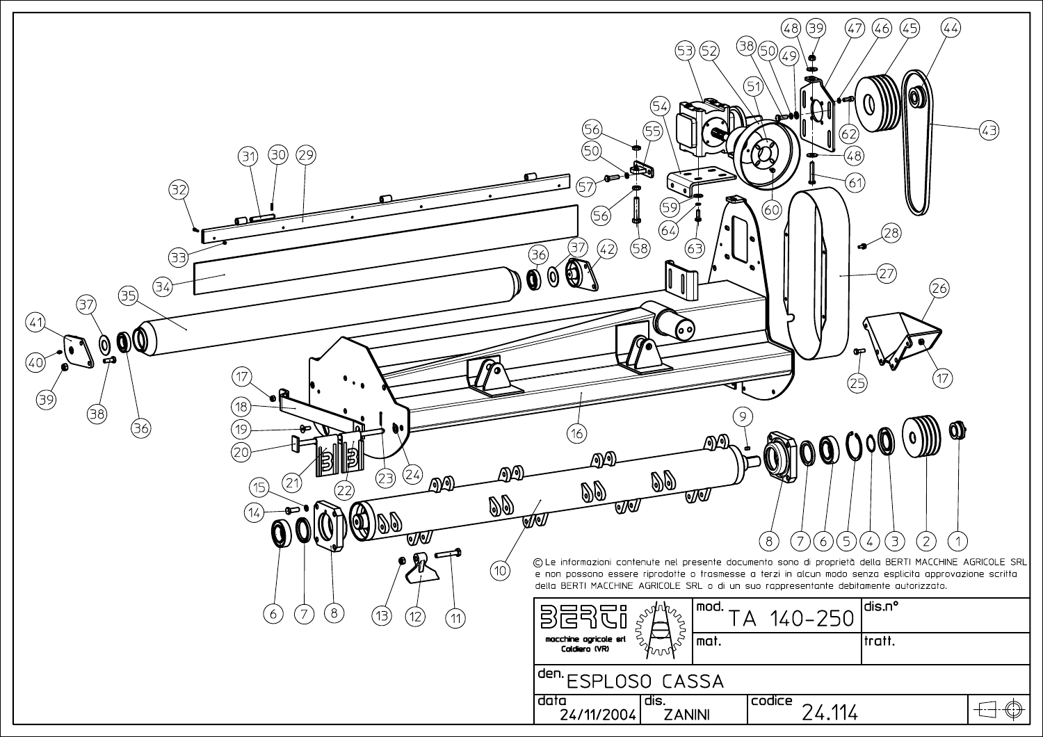© Le informazioni contenute nel presente documento sono di proprietà della BERTI MACCHINE AGRICOLE SRL e non possono essere riprodotte o trasmesse a terzi in alcun modo senza esplicita approvazione scritta della BERTI MACCHINE AGRICOLE SRL o di un suo rappresentante debitamente autorizzato.

| BERTI macchine agricole srl Coldiero (VR) | mod. TA 140-250 | dis.n° |
|---|---|---|
| | mat. | tratt. |
| den. ESPLOSO CASSA | | |
| data 24/11/2004 | dis. ZANINI | codice 24.114 |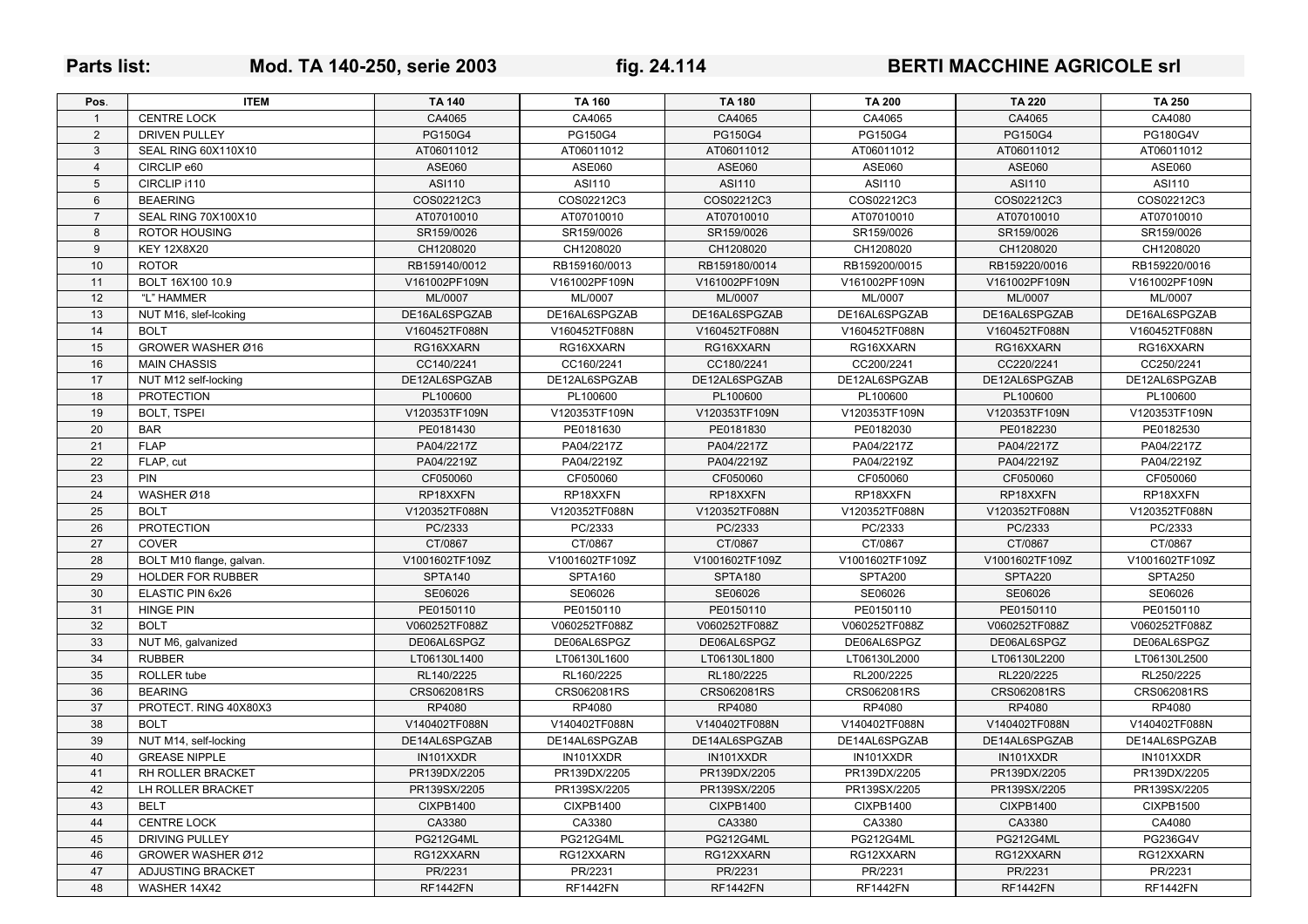**Parts list: Mod. TA 140-250, serie 2003 fig. 24.114 BERTI MACCHINE AGRICOLE srl**

| Pos. | ITEM | TA 140 | TA 160 | TA 180 | TA 200 | TA 220 | TA 250 |
|---|---|---|---|---|---|---|---|
| 1 | CENTRE LOCK | CA4065 | CA4065 | CA4065 | CA4065 | CA4065 | CA4080 |
| 2 | DRIVEN PULLEY | PG150G4 | PG150G4 | PG150G4 | PG150G4 | PG150G4 | PG180G4V |
| 3 | SEAL RING 60X110X10 | AT06011012 | AT06011012 | AT06011012 | AT06011012 | AT06011012 | AT06011012 |
| 4 | CIRCLIP e60 | ASE060 | ASE060 | ASE060 | ASE060 | ASE060 | ASE060 |
| 5 | CIRCLIP i110 | ASI110 | ASI110 | ASI110 | ASI110 | ASI110 | ASI110 |
| 6 | BEAERING | COS02212C3 | COS02212C3 | COS02212C3 | COS02212C3 | COS02212C3 | COS02212C3 |
| 7 | SEAL RING 70X100X10 | AT07010010 | AT07010010 | AT07010010 | AT07010010 | AT07010010 | AT07010010 |
| 8 | ROTOR HOUSING | SR159/0026 | SR159/0026 | SR159/0026 | SR159/0026 | SR159/0026 | SR159/0026 |
| 9 | KEY 12X8X20 | CH1208020 | CH1208020 | CH1208020 | CH1208020 | CH1208020 | CH1208020 |
| 10 | ROTOR | RB159140/0012 | RB159160/0013 | RB159180/0014 | RB159200/0015 | RB159220/0016 | RB159220/0016 |
| 11 | BOLT 16X100 10.9 | V161002PF109N | V161002PF109N | V161002PF109N | V161002PF109N | V161002PF109N | V161002PF109N |
| 12 | "L" HAMMER | ML/0007 | ML/0007 | ML/0007 | ML/0007 | ML/0007 | ML/0007 |
| 13 | NUT M16, slef-lcoking | DE16AL6SPGZAB | DE16AL6SPGZAB | DE16AL6SPGZAB | DE16AL6SPGZAB | DE16AL6SPGZAB | DE16AL6SPGZAB |
| 14 | BOLT | V160452TF088N | V160452TF088N | V160452TF088N | V160452TF088N | V160452TF088N | V160452TF088N |
| 15 | GROWER WASHER Ø16 | RG16XXARN | RG16XXARN | RG16XXARN | RG16XXARN | RG16XXARN | RG16XXARN |
| 16 | MAIN CHASSIS | CC140/2241 | CC160/2241 | CC180/2241 | CC200/2241 | CC220/2241 | CC250/2241 |
| 17 | NUT M12 self-locking | DE12AL6SPGZAB | DE12AL6SPGZAB | DE12AL6SPGZAB | DE12AL6SPGZAB | DE12AL6SPGZAB | DE12AL6SPGZAB |
| 18 | PROTECTION | PL100600 | PL100600 | PL100600 | PL100600 | PL100600 | PL100600 |
| 19 | BOLT, TSPEI | V120353TF109N | V120353TF109N | V120353TF109N | V120353TF109N | V120353TF109N | V120353TF109N |
| 20 | BAR | PE0181430 | PE0181630 | PE0181830 | PE0182030 | PE0182230 | PE0182530 |
| 21 | FLAP | PA04/2217Z | PA04/2217Z | PA04/2217Z | PA04/2217Z | PA04/2217Z | PA04/2217Z |
| 22 | FLAP, cut | PA04/2219Z | PA04/2219Z | PA04/2219Z | PA04/2219Z | PA04/2219Z | PA04/2219Z |
| 23 | PIN | CF050060 | CF050060 | CF050060 | CF050060 | CF050060 | CF050060 |
| 24 | WASHER Ø18 | RP18XXFN | RP18XXFN | RP18XXFN | RP18XXFN | RP18XXFN | RP18XXFN |
| 25 | BOLT | V120352TF088N | V120352TF088N | V120352TF088N | V120352TF088N | V120352TF088N | V120352TF088N |
| 26 | PROTECTION | PC/2333 | PC/2333 | PC/2333 | PC/2333 | PC/2333 | PC/2333 |
| 27 | COVER | CT/0867 | CT/0867 | CT/0867 | CT/0867 | CT/0867 | CT/0867 |
| 28 | BOLT M10 flange, galvan. | V1001602TF109Z | V1001602TF109Z | V1001602TF109Z | V1001602TF109Z | V1001602TF109Z | V1001602TF109Z |
| 29 | HOLDER FOR RUBBER | SPTA140 | SPTA160 | SPTA180 | SPTA200 | SPTA220 | SPTA250 |
| 30 | ELASTIC PIN 6x26 | SE06026 | SE06026 | SE06026 | SE06026 | SE06026 | SE06026 |
| 31 | HINGE PIN | PE0150110 | PE0150110 | PE0150110 | PE0150110 | PE0150110 | PE0150110 |
| 32 | BOLT | V060252TF088Z | V060252TF088Z | V060252TF088Z | V060252TF088Z | V060252TF088Z | V060252TF088Z |
| 33 | NUT M6, galvanized | DE06AL6SPGZ | DE06AL6SPGZ | DE06AL6SPGZ | DE06AL6SPGZ | DE06AL6SPGZ | DE06AL6SPGZ |
| 34 | RUBBER | LT06130L1400 | LT06130L1600 | LT06130L1800 | LT06130L2000 | LT06130L2200 | LT06130L2500 |
| 35 | ROLLER tube | RL140/2225 | RL160/2225 | RL180/2225 | RL200/2225 | RL220/2225 | RL250/2225 |
| 36 | BEARING | CRS062081RS | CRS062081RS | CRS062081RS | CRS062081RS | CRS062081RS | CRS062081RS |
| 37 | PROTECT. RING 40X80X3 | RP4080 | RP4080 | RP4080 | RP4080 | RP4080 | RP4080 |
| 38 | BOLT | V140402TF088N | V140402TF088N | V140402TF088N | V140402TF088N | V140402TF088N | V140402TF088N |
| 39 | NUT M14, self-locking | DE14AL6SPGZAB | DE14AL6SPGZAB | DE14AL6SPGZAB | DE14AL6SPGZAB | DE14AL6SPGZAB | DE14AL6SPGZAB |
| 40 | GREASE NIPPLE | IN101XXDR | IN101XXDR | IN101XXDR | IN101XXDR | IN101XXDR | IN101XXDR |
| 41 | RH ROLLER BRACKET | PR139DX/2205 | PR139DX/2205 | PR139DX/2205 | PR139DX/2205 | PR139DX/2205 | PR139DX/2205 |
| 42 | LH ROLLER BRACKET | PR139SX/2205 | PR139SX/2205 | PR139SX/2205 | PR139SX/2205 | PR139SX/2205 | PR139SX/2205 |
| 43 | BELT | CIXPB1400 | CIXPB1400 | CIXPB1400 | CIXPB1400 | CIXPB1400 | CIXPB1500 |
| 44 | CENTRE LOCK | CA3380 | CA3380 | CA3380 | CA3380 | CA3380 | CA4080 |
| 45 | DRIVING PULLEY | PG212G4ML | PG212G4ML | PG212G4ML | PG212G4ML | PG212G4ML | PG236G4V |
| 46 | GROWER WASHER Ø12 | RG12XXARN | RG12XXARN | RG12XXARN | RG12XXARN | RG12XXARN | RG12XXARN |
| 47 | ADJUSTING BRACKET | PR/2231 | PR/2231 | PR/2231 | PR/2231 | PR/2231 | PR/2231 |
| 48 | WASHER 14X42 | RF1442FN | RF1442FN | RF1442FN | RF1442FN | RF1442FN | RF1442FN |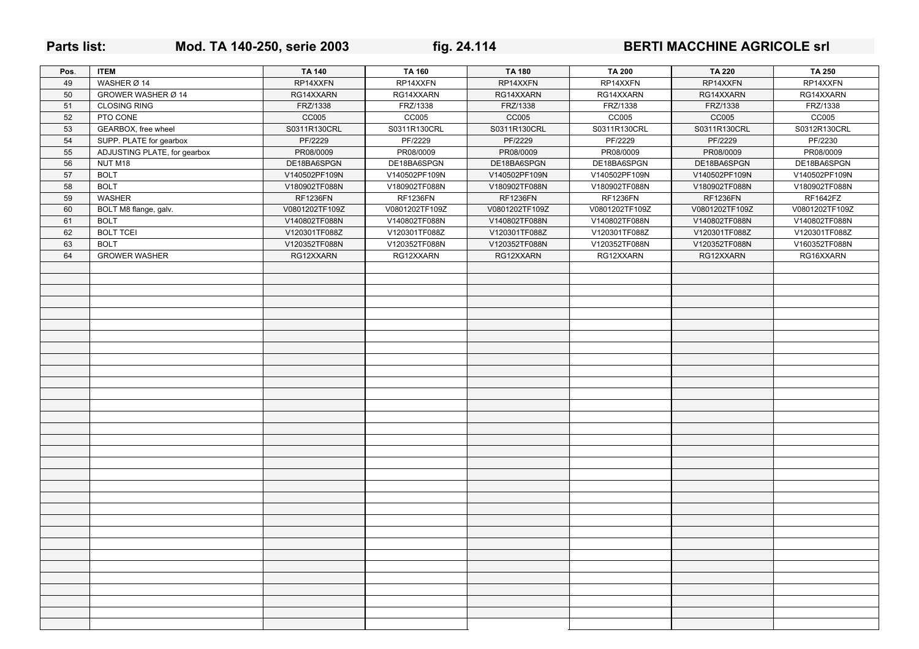**Parts list:** **Mod. TA 140-250, serie 2003** **fig. 24.114** **BERTI MACCHINE AGRICOLE srl**

| Pos. | ITEM | TA 140 | TA 160 | TA 180 | TA 200 | TA 220 | TA 250 |
|---|---|---|---|---|---|---|---|
| 49 | WASHER Ø 14 | RP14XXFN | RP14XXFN | RP14XXFN | RP14XXFN | RP14XXFN | RP14XXFN |
| 50 | GROWER WASHER Ø 14 | RG14XXARN | RG14XXARN | RG14XXARN | RG14XXARN | RG14XXARN | RG14XXARN |
| 51 | CLOSING RING | FRZ/1338 | FRZ/1338 | FRZ/1338 | FRZ/1338 | FRZ/1338 | FRZ/1338 |
| 52 | PTO CONE | CC005 | CC005 | CC005 | CC005 | CC005 | CC005 |
| 53 | GEARBOX, free wheel | S0311R130CRL | S0311R130CRL | S0311R130CRL | S0311R130CRL | S0311R130CRL | S0312R130CRL |
| 54 | SUPP. PLATE for gearbox | PF/2229 | PF/2229 | PF/2229 | PF/2229 | PF/2229 | PF/2230 |
| 55 | ADJUSTING PLATE, for gearbox | PR08/0009 | PR08/0009 | PR08/0009 | PR08/0009 | PR08/0009 | PR08/0009 |
| 56 | NUT M18 | DE18BA6SPGN | DE18BA6SPGN | DE18BA6SPGN | DE18BA6SPGN | DE18BA6SPGN | DE18BA6SPGN |
| 57 | BOLT | V140502PF109N | V140502PF109N | V140502PF109N | V140502PF109N | V140502PF109N | V140502PF109N |
| 58 | BOLT | V180902TF088N | V180902TF088N | V180902TF088N | V180902TF088N | V180902TF088N | V180902TF088N |
| 59 | WASHER | RF1236FN | RF1236FN | RF1236FN | RF1236FN | RF1236FN | RF1642FZ |
| 60 | BOLT M8 flange, galv. | V0801202TF109Z | V0801202TF109Z | V0801202TF109Z | V0801202TF109Z | V0801202TF109Z | V0801202TF109Z |
| 61 | BOLT | V140802TF088N | V140802TF088N | V140802TF088N | V140802TF088N | V140802TF088N | V140802TF088N |
| 62 | BOLT TCEI | V120301TF088Z | V120301TF088Z | V120301TF088Z | V120301TF088Z | V120301TF088Z | V120301TF088Z |
| 63 | BOLT | V120352TF088N | V120352TF088N | V120352TF088N | V120352TF088N | V120352TF088N | V160352TF088N |
| 64 | GROWER WASHER | RG12XXARN | RG12XXARN | RG12XXARN | RG12XXARN | RG12XXARN | RG16XXARN |